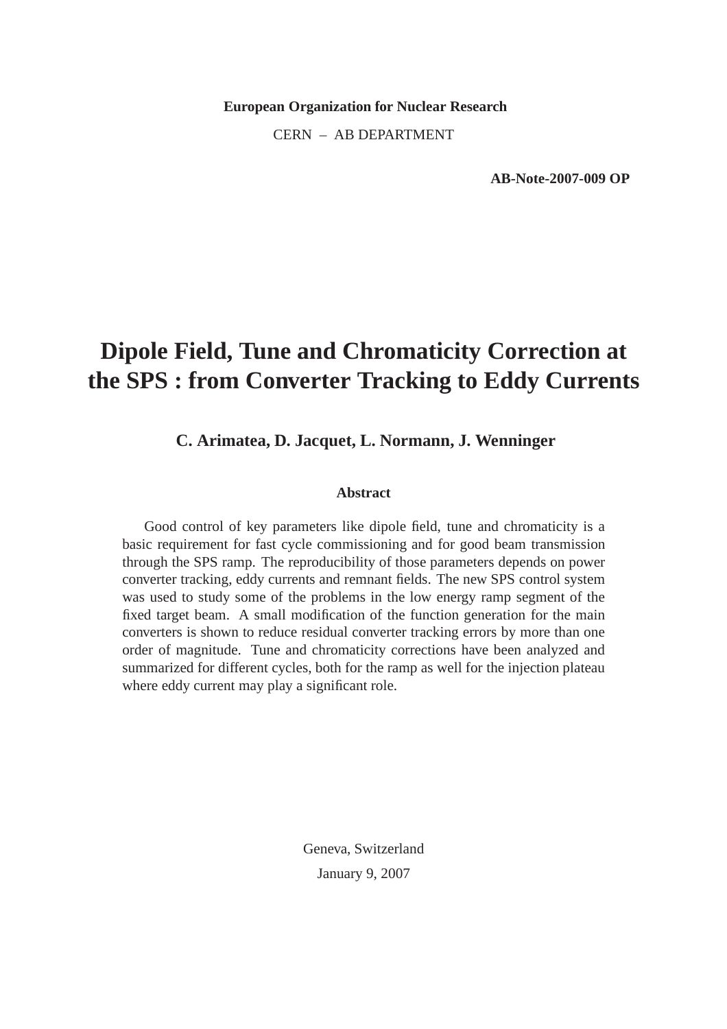**European Organization for Nuclear Research**

CERN – AB DEPARTMENT

**AB-Note-2007-009 OP**

# Dipole Field, Tune and Chromaticity Correction at the SPS : from Converter Tracking to Eddy Currents

**C. Arimatea, D. Jacquet, L. Normann, J. Wenninger**

### Abstract

Good control of key parameters like dipole field, tune and chromaticity is a basic requirement for fast cycle commissioning and for good beam transmission through the SPS ramp. The reproducibility of those parameters depends on power converter tracking, eddy currents and remnant fields. The new SPS control system was used to study some of the problems in the low energy ramp segment of the fixed target beam. A small modification of the function generation for the main converters is shown to reduce residual converter tracking errors by more than one order of magnitude. Tune and chromaticity corrections have been analyzed and summarized for different cycles, both for the ramp as well for the injection plateau where eddy current may play a significant role.

Geneva, Switzerland

January 9, 2007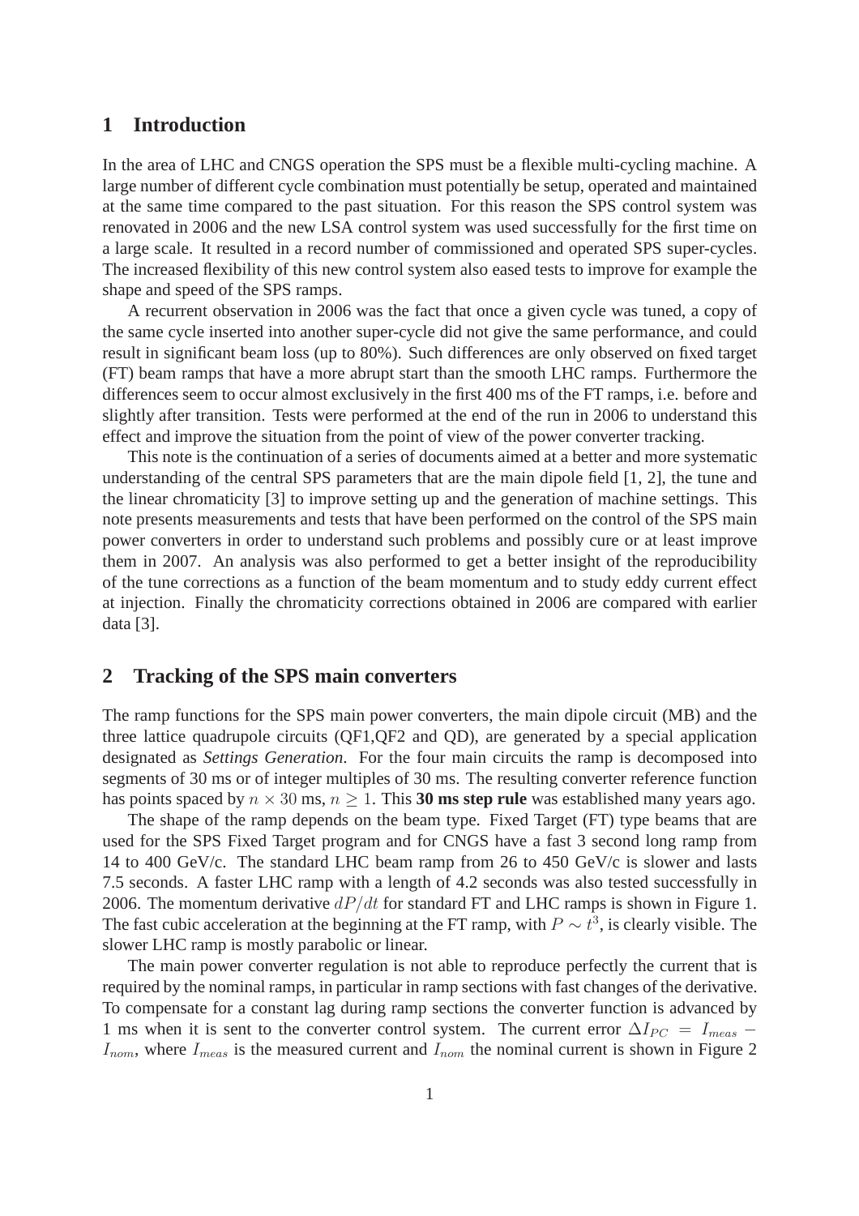## 1 Introduction

In the area of LHC and CNGS operation the SPS must be a flexible multi-cycling machine. A large number of different cycle combination must potentially be setup, operated and maintained at the same time compared to the past situation. For this reason the SPS control system was renovated in 2006 and the new LSA control system was used successfully for the first time on a large scale. It resulted in a record number of commissioned and operated SPS super-cycles. The increased flexibility of this new control system also eased tests to improve for example the shape and speed of the SPS ramps.

A recurrent observation in 2006 was the fact that once a given cycle was tuned, a copy of the same cycle inserted into another super-cycle did not give the same performance, and could result in significant beam loss (up to 80%). Such differences are only observed on fixed target (FT) beam ramps that have a more abrupt start than the smooth LHC ramps. Furthermore the differences seem to occur almost exclusively in the first 400 ms of the FT ramps, i.e. before and slightly after transition. Tests were performed at the end of the run in 2006 to understand this effect and improve the situation from the point of view of the power converter tracking.

This note is the continuation of a series of documents aimed at a better and more systematic understanding of the central SPS parameters that are the main dipole field [1, 2], the tune and the linear chromaticity [3] to improve setting up and the generation of machine settings. This note presents measurements and tests that have been performed on the control of the SPS main power converters in order to understand such problems and possibly cure or at least improve them in 2007. An analysis was also performed to get a better insight of the reproducibility of the tune corrections as a function of the beam momentum and to study eddy current effect at injection. Finally the chromaticity corrections obtained in 2006 are compared with earlier data [3].

## 2 Tracking of the SPS main converters

The ramp functions for the SPS main power converters, the main dipole circuit (MB) and the three lattice quadrupole circuits (QF1,QF2 and QD), are generated by a special application designated as *Settings Generation*. For the four main circuits the ramp is decomposed into segments of 30 ms or of integer multiples of 30 ms. The resulting converter reference function has points spaced by $n \times 30$ ms, $n \geq 1$. This **30 ms step rule** was established many years ago.

The shape of the ramp depends on the beam type. Fixed Target (FT) type beams that are used for the SPS Fixed Target program and for CNGS have a fast 3 second long ramp from 14 to 400 GeV/c. The standard LHC beam ramp from 26 to 450 GeV/c is slower and lasts 7.5 seconds. A faster LHC ramp with a length of 4.2 seconds was also tested successfully in 2006. The momentum derivative $dP/dt$ for standard FT and LHC ramps is shown in Figure 1. The fast cubic acceleration at the beginning at the FT ramp, with $P \sim t^3$, is clearly visible. The slower LHC ramp is mostly parabolic or linear.

The main power converter regulation is not able to reproduce perfectly the current that is required by the nominal ramps, in particular in ramp sections with fast changes of the derivative. To compensate for a constant lag during ramp sections the converter function is advanced by 1 ms when it is sent to the converter control system. The current error $\Delta I_{PC} = I_{meas} - I_{nom}$, where $I_{meas}$ is the measured current and $I_{nom}$ the nominal current is shown in Figure 2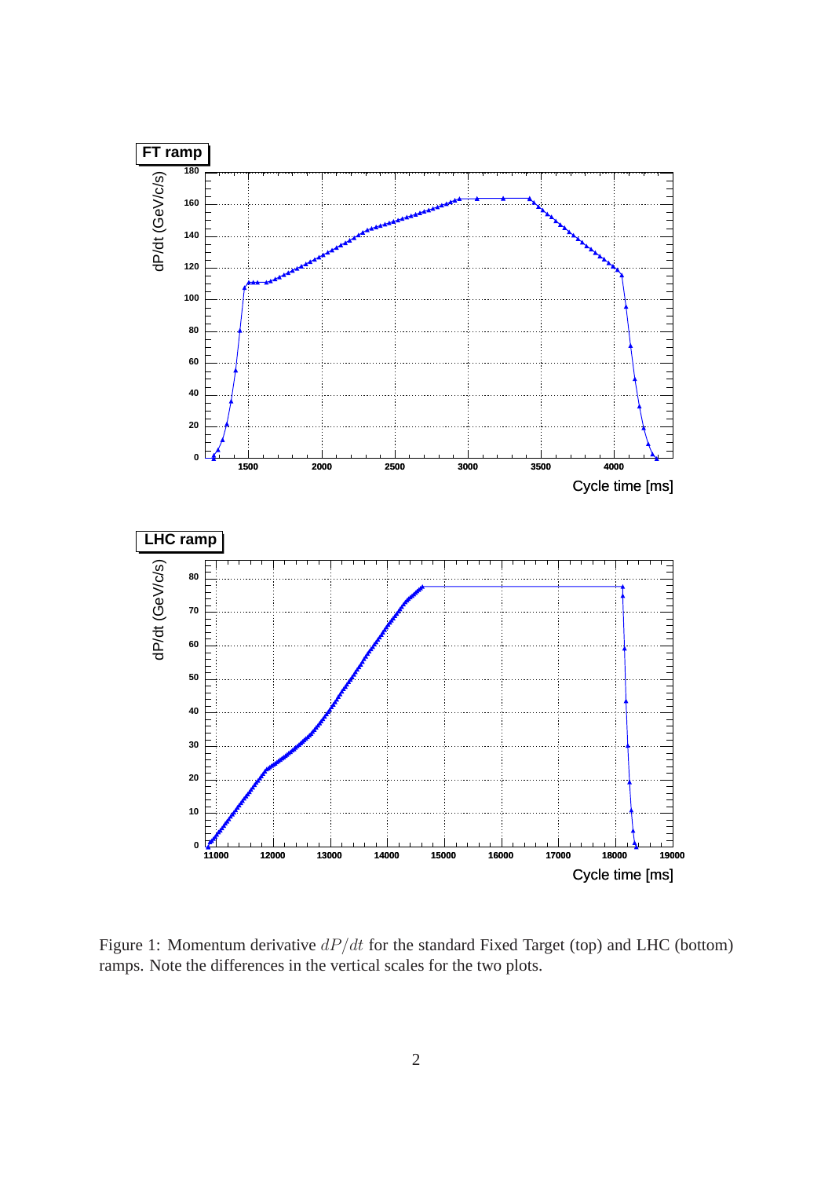Figure 1: Momentum derivative $dP/dt$ for the standard Fixed Target (top) and LHC (bottom) ramps. Note the differences in the vertical scales for the two plots.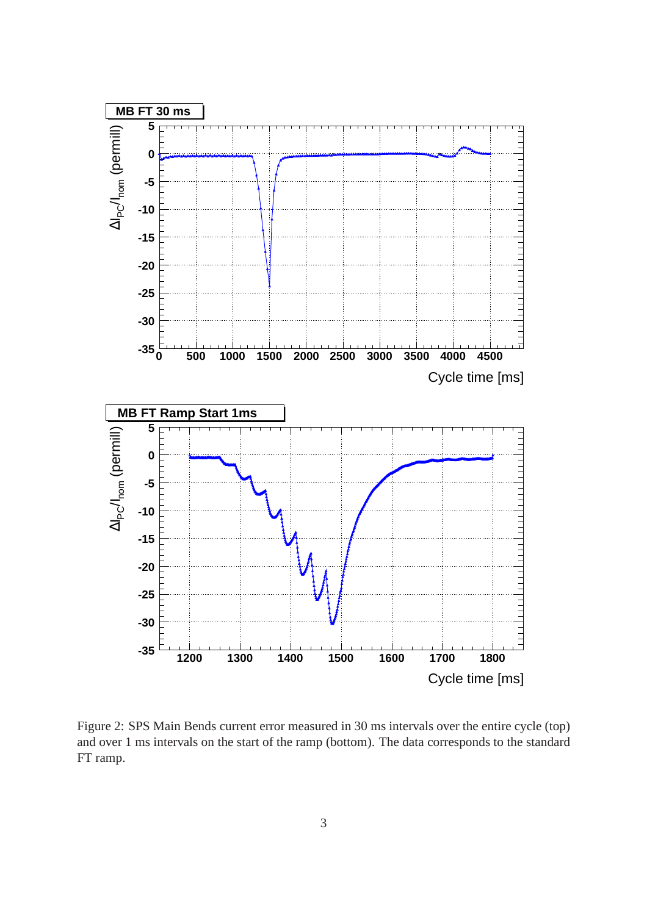Figure 2: SPS Main Bends current error measured in 30 ms intervals over the entire cycle (top) and over 1 ms intervals on the start of the ramp (bottom). The data corresponds to the standard FT ramp.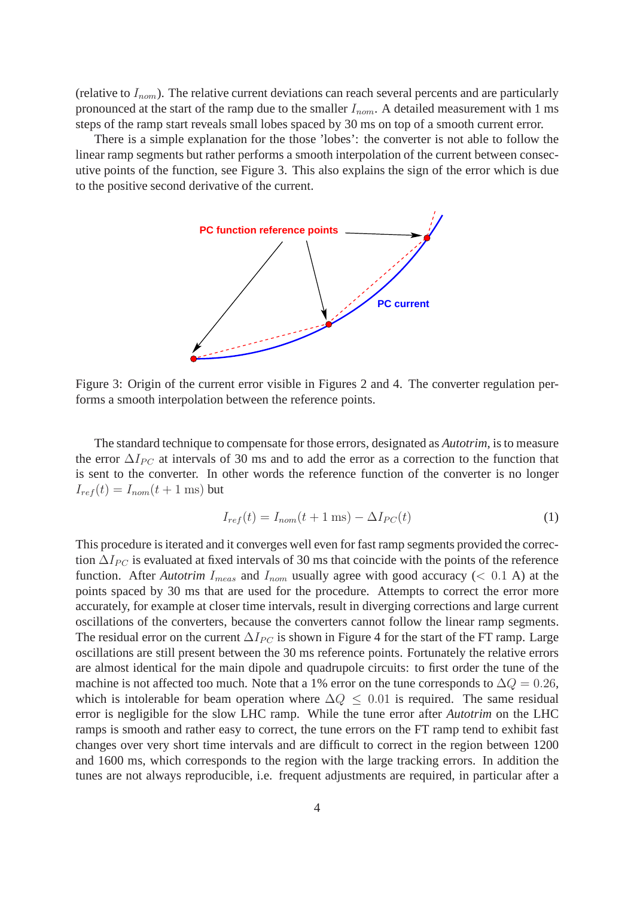(relative to $I_{nom}$). The relative current deviations can reach several percents and are particularly pronounced at the start of the ramp due to the smaller $I_{nom}$. A detailed measurement with 1 ms steps of the ramp start reveals small lobes spaced by 30 ms on top of a smooth current error.

There is a simple explanation for the those 'lobes': the converter is not able to follow the linear ramp segments but rather performs a smooth interpolation of the current between consecutive points of the function, see Figure 3. This also explains the sign of the error which is due to the positive second derivative of the current.

Figure 3: Origin of the current error visible in Figures 2 and 4. The converter regulation performs a smooth interpolation between the reference points.

The standard technique to compensate for those errors, designated as *Autotrim*, is to measure the error $\Delta I_{PC}$ at intervals of 30 ms and to add the error as a correction to the function that is sent to the converter. In other words the reference function of the converter is no longer $I_{ref}(t) = I_{nom}(t + 1 \text{ ms})$ but

$$I_{ref}(t) = I_{nom}(t + 1 \text{ ms}) - \Delta I_{PC}(t) \tag{1}$$

This procedure is iterated and it converges well even for fast ramp segments provided the correction $\Delta I_{PC}$ is evaluated at fixed intervals of 30 ms that coincide with the points of the reference function. After *Autotrim* $I_{meas}$ and $I_{nom}$ usually agree with good accuracy ($< 0.1$ A) at the points spaced by 30 ms that are used for the procedure. Attempts to correct the error more accurately, for example at closer time intervals, result in diverging corrections and large current oscillations of the converters, because the converters cannot follow the linear ramp segments. The residual error on the current $\Delta I_{PC}$ is shown in Figure 4 for the start of the FT ramp. Large oscillations are still present between the 30 ms reference points. Fortunately the relative errors are almost identical for the main dipole and quadrupole circuits: to first order the tune of the machine is not affected too much. Note that a 1% error on the tune corresponds to $\Delta Q = 0.26$, which is intolerable for beam operation where $\Delta Q \le 0.01$ is required. The same residual error is negligible for the slow LHC ramp. While the tune error after *Autotrim* on the LHC ramps is smooth and rather easy to correct, the tune errors on the FT ramp tend to exhibit fast changes over very short time intervals and are difficult to correct in the region between 1200 and 1600 ms, which corresponds to the region with the large tracking errors. In addition the tunes are not always reproducible, i.e. frequent adjustments are required, in particular after a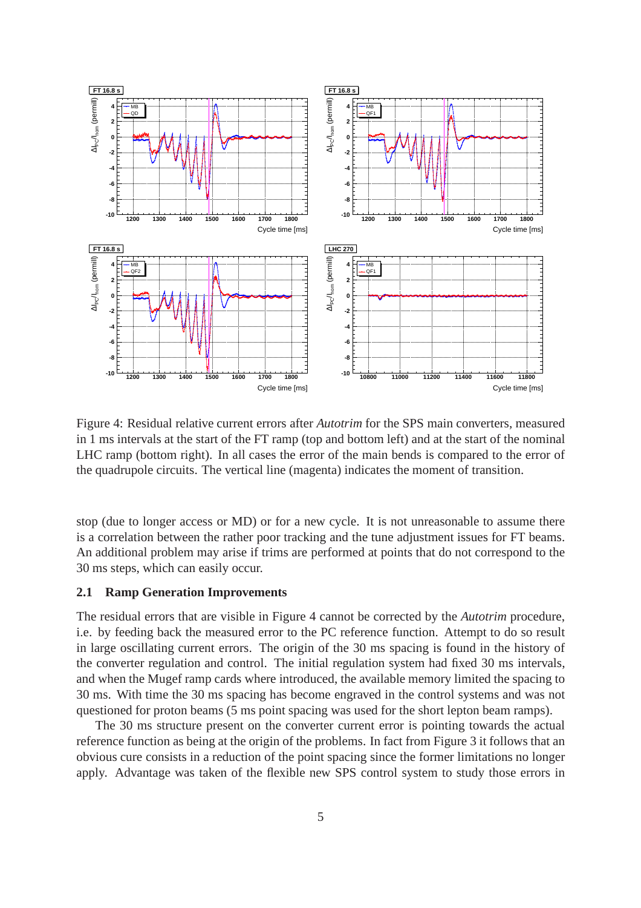Figure 4: Residual relative current errors after *Autotrim* for the SPS main converters, measured in 1 ms intervals at the start of the FT ramp (top and bottom left) and at the start of the nominal LHC ramp (bottom right). In all cases the error of the main bends is compared to the error of the quadrupole circuits. The vertical line (magenta) indicates the moment of transition.

stop (due to longer access or MD) or for a new cycle. It is not unreasonable to assume there is a correlation between the rather poor tracking and the tune adjustment issues for FT beams. An additional problem may arise if trims are performed at points that do not correspond to the 30 ms steps, which can easily occur.

### 2.1 Ramp Generation Improvements

The residual errors that are visible in Figure 4 cannot be corrected by the *Autotrim* procedure, i.e. by feeding back the measured error to the PC reference function. Attempt to do so result in large oscillating current errors. The origin of the 30 ms spacing is found in the history of the converter regulation and control. The initial regulation system had fixed 30 ms intervals, and when the Mugef ramp cards where introduced, the available memory limited the spacing to 30 ms. With time the 30 ms spacing has become engraved in the control systems and was not questioned for proton beams (5 ms point spacing was used for the short lepton beam ramps).

The 30 ms structure present on the converter current error is pointing towards the actual reference function as being at the origin of the problems. In fact from Figure 3 it follows that an obvious cure consists in a reduction of the point spacing since the former limitations no longer apply. Advantage was taken of the flexible new SPS control system to study those errors in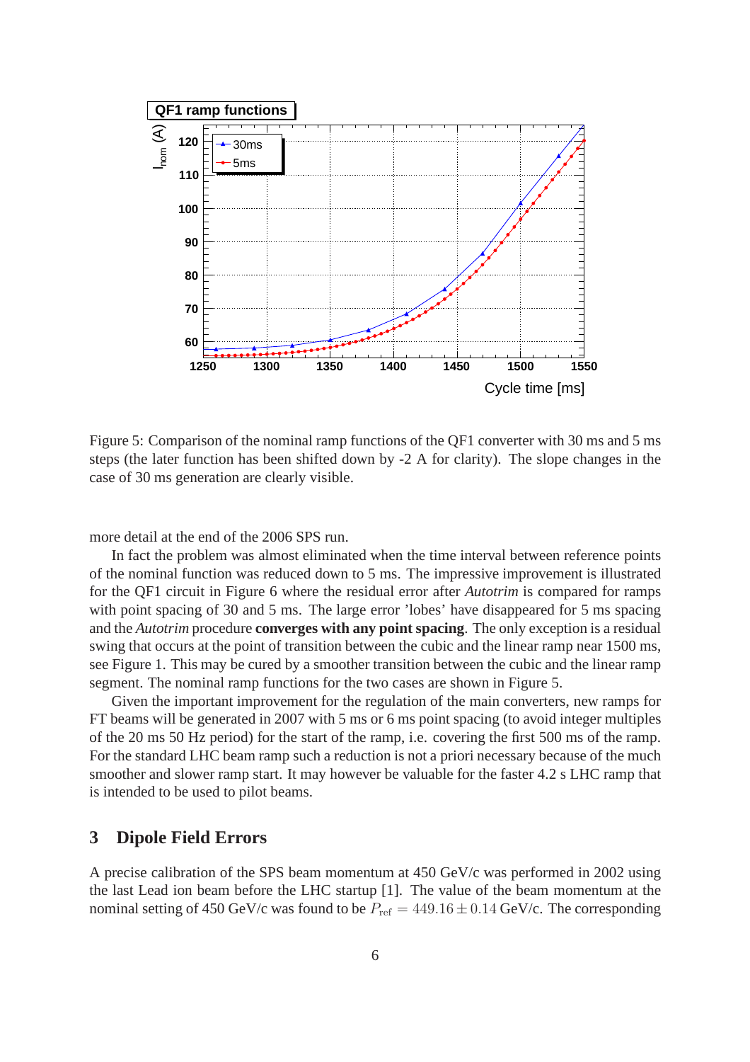Figure 5: Comparison of the nominal ramp functions of the QF1 converter with 30 ms and 5 ms steps (the later function has been shifted down by -2 A for clarity). The slope changes in the case of 30 ms generation are clearly visible.

more detail at the end of the 2006 SPS run.

In fact the problem was almost eliminated when the time interval between reference points of the nominal function was reduced down to 5 ms. The impressive improvement is illustrated for the QF1 circuit in Figure 6 where the residual error after *Autotrim* is compared for ramps with point spacing of 30 and 5 ms. The large error 'lobes' have disappeared for 5 ms spacing and the *Autotrim* procedure **converges with any point spacing**. The only exception is a residual swing that occurs at the point of transition between the cubic and the linear ramp near 1500 ms, see Figure 1. This may be cured by a smoother transition between the cubic and the linear ramp segment. The nominal ramp functions for the two cases are shown in Figure 5.

Given the important improvement for the regulation of the main converters, new ramps for FT beams will be generated in 2007 with 5 ms or 6 ms point spacing (to avoid integer multiples of the 20 ms 50 Hz period) for the start of the ramp, i.e. covering the first 500 ms of the ramp. For the standard LHC beam ramp such a reduction is not a priori necessary because of the much smoother and slower ramp start. It may however be valuable for the faster 4.2 s LHC ramp that is intended to be used to pilot beams.

## 3 Dipole Field Errors

A precise calibration of the SPS beam momentum at 450 GeV/c was performed in 2002 using the last Lead ion beam before the LHC startup [1]. The value of the beam momentum at the nominal setting of 450 GeV/c was found to be $P_{\rm ref} = 449.16 \pm 0.14$ GeV/c. The corresponding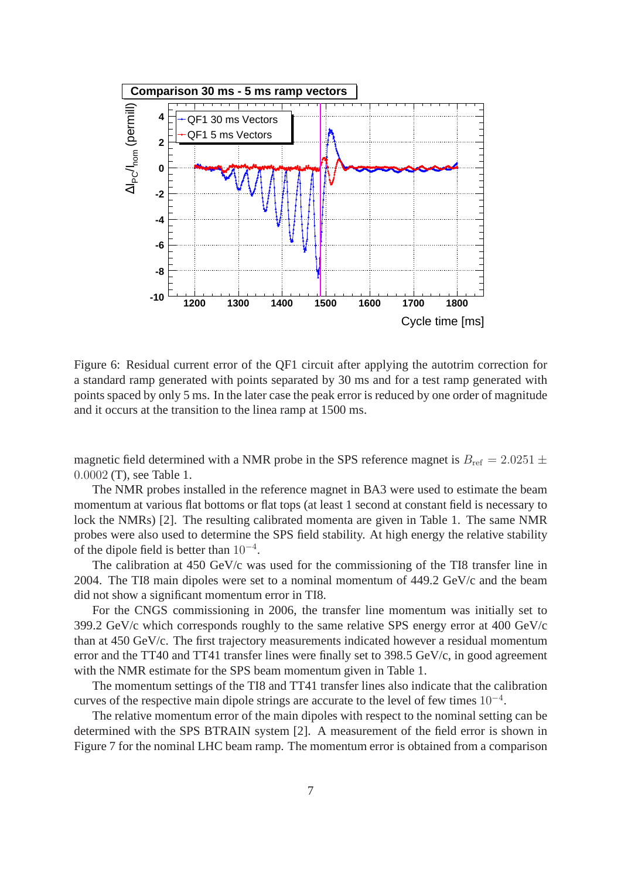Figure 6: Residual current error of the QF1 circuit after applying the autotrim correction for a standard ramp generated with points separated by 30 ms and for a test ramp generated with points spaced by only 5 ms. In the later case the peak error is reduced by one order of magnitude and it occurs at the transition to the linea ramp at 1500 ms.

magnetic field determined with a NMR probe in the SPS reference magnet is $B_{\text{ref}} = 2.0251 \pm 0.0002$ (T), see Table 1.

The NMR probes installed in the reference magnet in BA3 were used to estimate the beam momentum at various flat bottoms or flat tops (at least 1 second at constant field is necessary to lock the NMRs) [2]. The resulting calibrated momenta are given in Table 1. The same NMR probes were also used to determine the SPS field stability. At high energy the relative stability of the dipole field is better than $10^{-4}$.

The calibration at 450 GeV/c was used for the commissioning of the TI8 transfer line in 2004. The TI8 main dipoles were set to a nominal momentum of 449.2 GeV/c and the beam did not show a significant momentum error in TI8.

For the CNGS commissioning in 2006, the transfer line momentum was initially set to 399.2 GeV/c which corresponds roughly to the same relative SPS energy error at 400 GeV/c than at 450 GeV/c. The first trajectory measurements indicated however a residual momentum error and the TT40 and TT41 transfer lines were finally set to 398.5 GeV/c, in good agreement with the NMR estimate for the SPS beam momentum given in Table 1.

The momentum settings of the TI8 and TT41 transfer lines also indicate that the calibration curves of the respective main dipole strings are accurate to the level of few times $10^{-4}$.

The relative momentum error of the main dipoles with respect to the nominal setting can be determined with the SPS BTRAIN system [2]. A measurement of the field error is shown in Figure 7 for the nominal LHC beam ramp. The momentum error is obtained from a comparison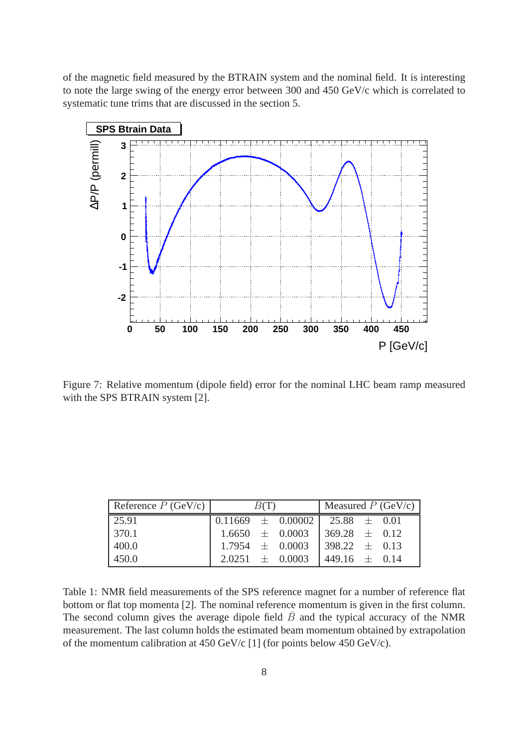of the magnetic field measured by the BTRAIN system and the nominal field. It is interesting to note the large swing of the energy error between 300 and 450 GeV/c which is correlated to systematic tune trims that are discussed in the section 5.

Figure 7: Relative momentum (dipole field) error for the nominal LHC beam ramp measured with the SPS BTRAIN system [2].

| Reference $P$ (GeV/c) | $B$(T) | Measured $P$ (GeV/c) |
|---|---|---|
| 25.91 | 0.11669 $\pm$ 0.00002 | 25.88 $\pm$ 0.01 |
| 370.1 | 1.6650 $\pm$ 0.0003 | 369.28 $\pm$ 0.12 |
| 400.0 | 1.7954 $\pm$ 0.0003 | 398.22 $\pm$ 0.13 |
| 450.0 | 2.0251 $\pm$ 0.0003 | 449.16 $\pm$ 0.14 |

Table 1: NMR field measurements of the SPS reference magnet for a number of reference flat bottom or flat top momenta [2]. The nominal reference momentum is given in the first column. The second column gives the average dipole field $\bar{B}$ and the typical accuracy of the NMR measurement. The last column holds the estimated beam momentum obtained by extrapolation of the momentum calibration at 450 GeV/c [1] (for points below 450 GeV/c).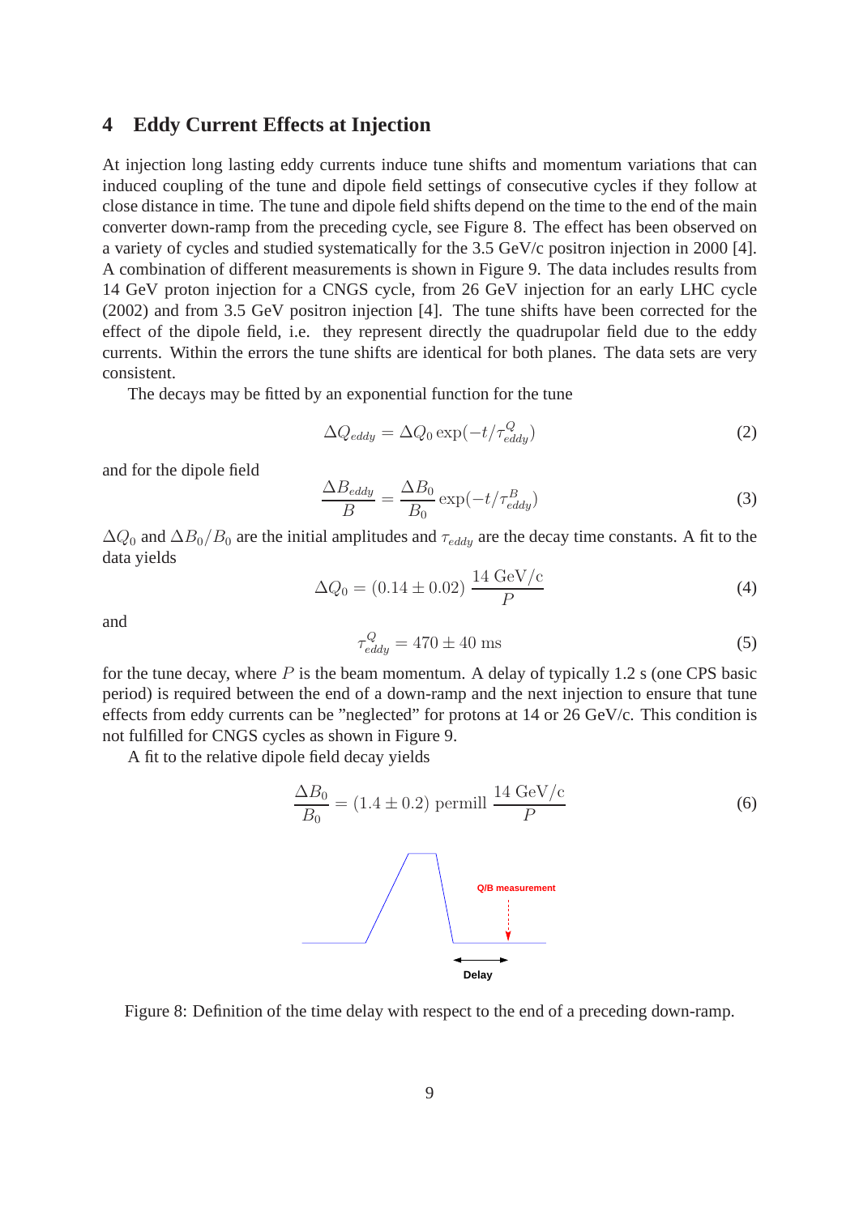## 4 Eddy Current Effects at Injection

At injection long lasting eddy currents induce tune shifts and momentum variations that can induced coupling of the tune and dipole field settings of consecutive cycles if they follow at close distance in time. The tune and dipole field shifts depend on the time to the end of the main converter down-ramp from the preceding cycle, see Figure 8. The effect has been observed on a variety of cycles and studied systematically for the 3.5 GeV/c positron injection in 2000 [4]. A combination of different measurements is shown in Figure 9. The data includes results from 14 GeV proton injection for a CNGS cycle, from 26 GeV injection for an early LHC cycle (2002) and from 3.5 GeV positron injection [4]. The tune shifts have been corrected for the effect of the dipole field, i.e. they represent directly the quadrupolar field due to the eddy currents. Within the errors the tune shifts are identical for both planes. The data sets are very consistent.

The decays may be fitted by an exponential function for the tune

$$\Delta Q_{eddy} = \Delta Q_0 \exp(-t/\tau^Q_{eddy}) \tag{2}$$

and for the dipole field

$$\frac{\Delta B_{eddy}}{B} = \frac{\Delta B_0}{B_0} \exp(-t/\tau^B_{eddy}) \tag{3}$$

$\Delta Q_0$ and $\Delta B_0/B_0$ are the initial amplitudes and $\tau_{eddy}$ are the decay time constants. A fit to the data yields

$$\Delta Q_0 = (0.14 \pm 0.02)\, \frac{14 \text{ GeV/c}}{P} \tag{4}$$

and

$$\tau^Q_{eddy} = 470 \pm 40 \text{ ms} \tag{5}$$

for the tune decay, where $P$ is the beam momentum. A delay of typically 1.2 s (one CPS basic period) is required between the end of a down-ramp and the next injection to ensure that tune effects from eddy currents can be "neglected" for protons at 14 or 26 GeV/c. This condition is not fulfilled for CNGS cycles as shown in Figure 9.

A fit to the relative dipole field decay yields

$$\frac{\Delta B_0}{B_0} = (1.4 \pm 0.2) \text{ permill}\, \frac{14 \text{ GeV/c}}{P} \tag{6}$$

Figure 8: Definition of the time delay with respect to the end of a preceding down-ramp.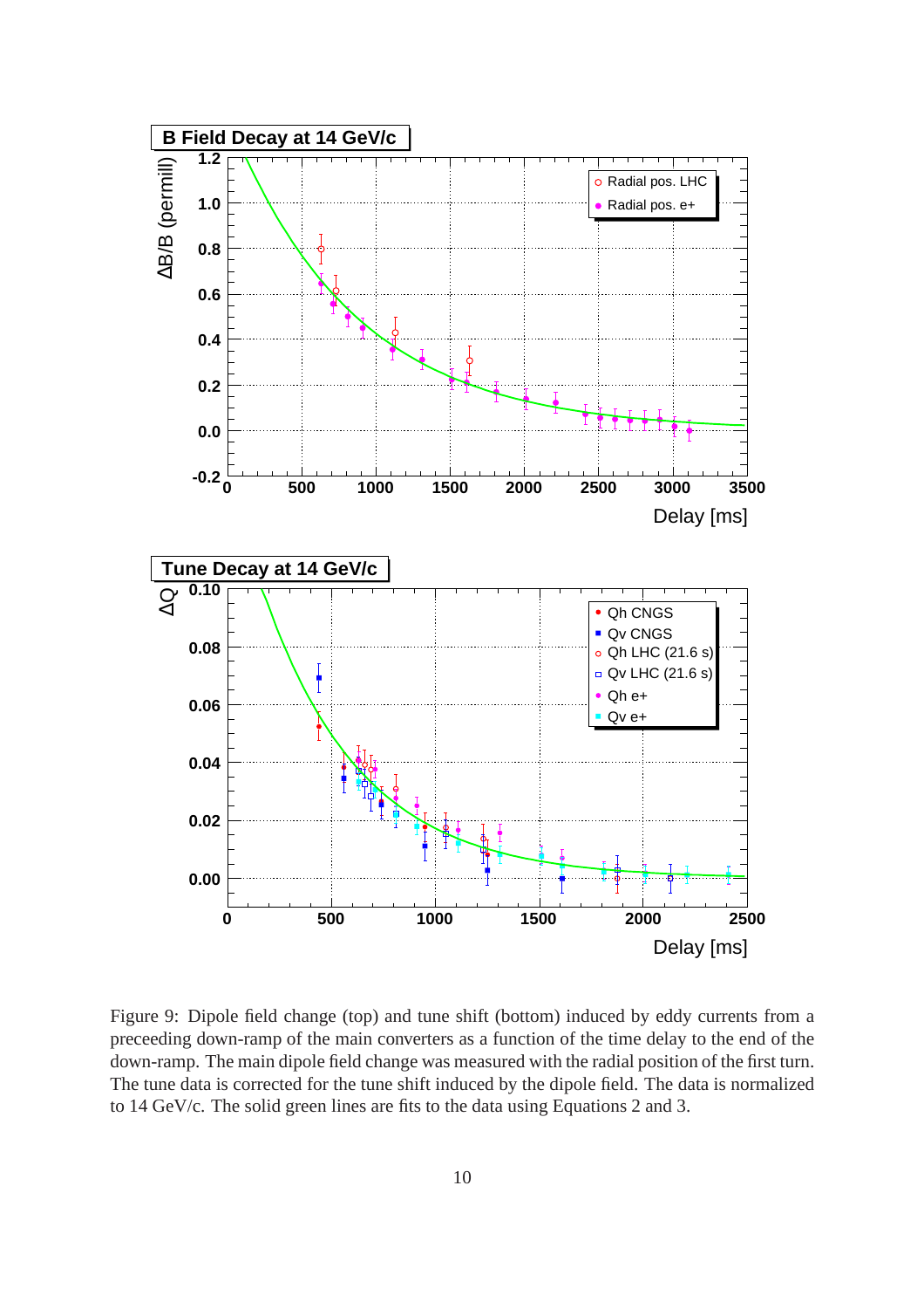Figure 9: Dipole field change (top) and tune shift (bottom) induced by eddy currents from a preceeding down-ramp of the main converters as a function of the time delay to the end of the down-ramp. The main dipole field change was measured with the radial position of the first turn. The tune data is corrected for the tune shift induced by the dipole field. The data is normalized to 14 GeV/c. The solid green lines are fits to the data using Equations 2 and 3.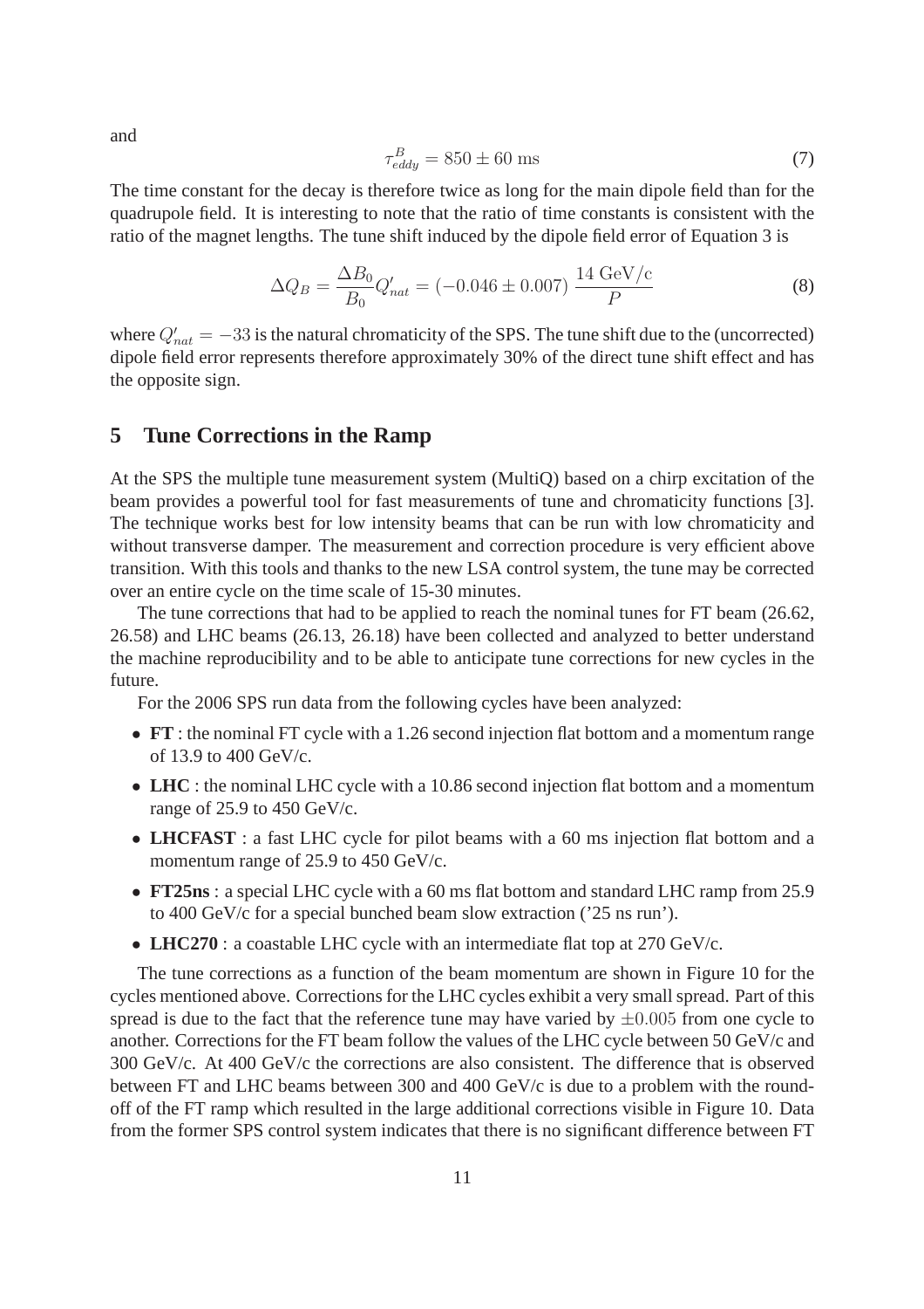and

$$\tau^B_{eddy} = 850 \pm 60 \text{ ms} \tag{7}$$

The time constant for the decay is therefore twice as long for the main dipole field than for the quadrupole field. It is interesting to note that the ratio of time constants is consistent with the ratio of the magnet lengths. The tune shift induced by the dipole field error of Equation 3 is

$$\Delta Q_B = \frac{\Delta B_0}{B_0} Q'_{nat} = (-0.046 \pm 0.007) \, \frac{14 \text{ GeV/c}}{P} \tag{8}$$

where $Q'_{nat} = -33$ is the natural chromaticity of the SPS. The tune shift due to the (uncorrected) dipole field error represents therefore approximately 30% of the direct tune shift effect and has the opposite sign.

## 5 Tune Corrections in the Ramp

At the SPS the multiple tune measurement system (MultiQ) based on a chirp excitation of the beam provides a powerful tool for fast measurements of tune and chromaticity functions [3]. The technique works best for low intensity beams that can be run with low chromaticity and without transverse damper. The measurement and correction procedure is very efficient above transition. With this tools and thanks to the new LSA control system, the tune may be corrected over an entire cycle on the time scale of 15-30 minutes.

The tune corrections that had to be applied to reach the nominal tunes for FT beam (26.62, 26.58) and LHC beams (26.13, 26.18) have been collected and analyzed to better understand the machine reproducibility and to be able to anticipate tune corrections for new cycles in the future.

For the 2006 SPS run data from the following cycles have been analyzed:

- **FT** : the nominal FT cycle with a 1.26 second injection flat bottom and a momentum range of 13.9 to 400 GeV/c.
- **LHC** : the nominal LHC cycle with a 10.86 second injection flat bottom and a momentum range of 25.9 to 450 GeV/c.
- **LHCFAST** : a fast LHC cycle for pilot beams with a 60 ms injection flat bottom and a momentum range of 25.9 to 450 GeV/c.
- **FT25ns** : a special LHC cycle with a 60 ms flat bottom and standard LHC ramp from 25.9 to 400 GeV/c for a special bunched beam slow extraction ('25 ns run').
- **LHC270** : a coastable LHC cycle with an intermediate flat top at 270 GeV/c.

The tune corrections as a function of the beam momentum are shown in Figure 10 for the cycles mentioned above. Corrections for the LHC cycles exhibit a very small spread. Part of this spread is due to the fact that the reference tune may have varied by $\pm 0.005$ from one cycle to another. Corrections for the FT beam follow the values of the LHC cycle between 50 GeV/c and 300 GeV/c. At 400 GeV/c the corrections are also consistent. The difference that is observed between FT and LHC beams between 300 and 400 GeV/c is due to a problem with the round-off of the FT ramp which resulted in the large additional corrections visible in Figure 10. Data from the former SPS control system indicates that there is no significant difference between FT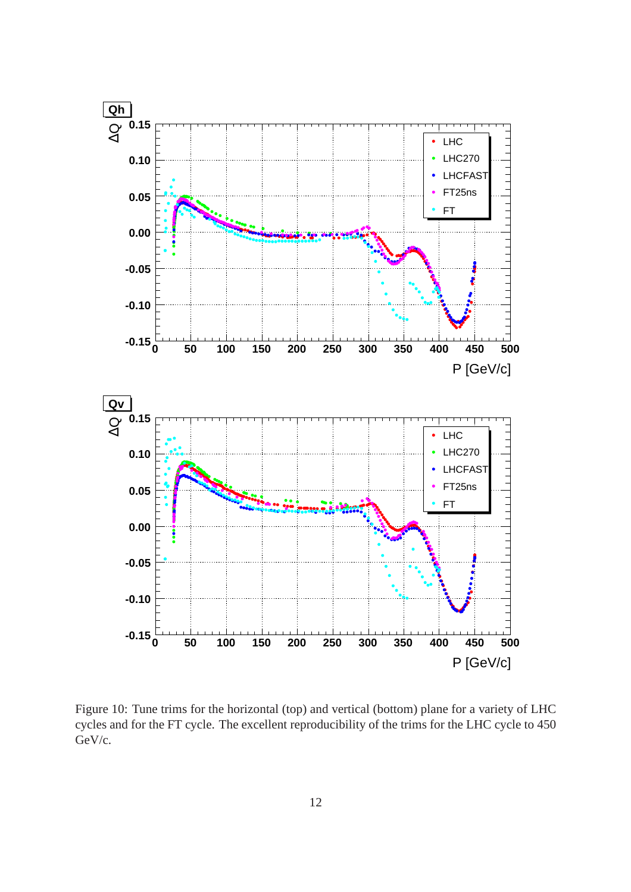Figure 10: Tune trims for the horizontal (top) and vertical (bottom) plane for a variety of LHC cycles and for the FT cycle. The excellent reproducibility of the trims for the LHC cycle to 450 GeV/c.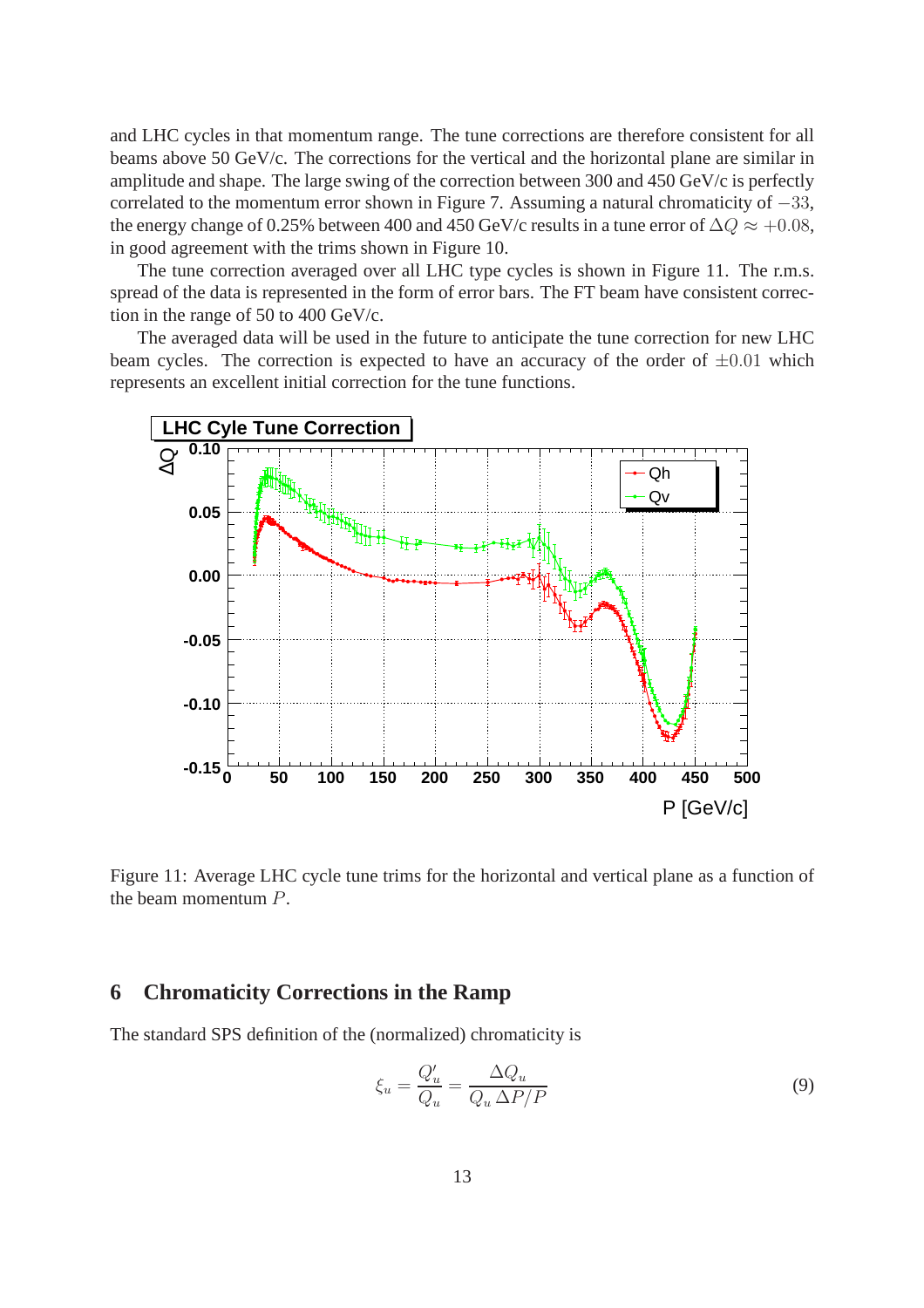and LHC cycles in that momentum range. The tune corrections are therefore consistent for all beams above 50 GeV/c. The corrections for the vertical and the horizontal plane are similar in amplitude and shape. The large swing of the correction between 300 and 450 GeV/c is perfectly correlated to the momentum error shown in Figure 7. Assuming a natural chromaticity of $-33$, the energy change of 0.25% between 400 and 450 GeV/c results in a tune error of $\Delta Q \approx +0.08$, in good agreement with the trims shown in Figure 10.

The tune correction averaged over all LHC type cycles is shown in Figure 11. The r.m.s. spread of the data is represented in the form of error bars. The FT beam have consistent correction in the range of 50 to 400 GeV/c.

The averaged data will be used in the future to anticipate the tune correction for new LHC beam cycles. The correction is expected to have an accuracy of the order of $\pm 0.01$ which represents an excellent initial correction for the tune functions.

Figure 11: Average LHC cycle tune trims for the horizontal and vertical plane as a function of the beam momentum $P$.

## 6 Chromaticity Corrections in the Ramp

The standard SPS definition of the (normalized) chromaticity is

$$\xi_u = \frac{Q'_u}{Q_u} = \frac{\Delta Q_u}{Q_u \, \Delta P/P} \tag{9}$$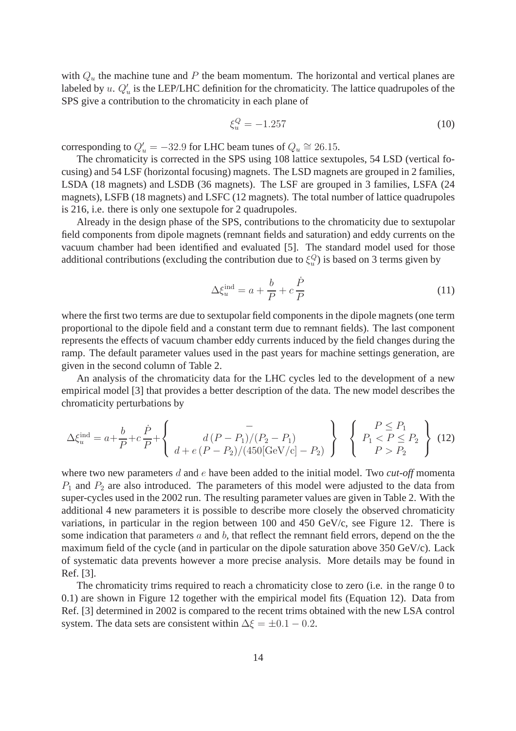with $Q_u$ the machine tune and $P$ the beam momentum. The horizontal and vertical planes are labeled by $u$. $Q'_u$ is the LEP/LHC definition for the chromaticity. The lattice quadrupoles of the SPS give a contribution to the chromaticity in each plane of

$$\xi_u^Q = -1.257 \tag{10}$$

corresponding to $Q'_u = -32.9$ for LHC beam tunes of $Q_u \cong 26.15$.

The chromaticity is corrected in the SPS using 108 lattice sextupoles, 54 LSD (vertical focusing) and 54 LSF (horizontal focusing) magnets. The LSD magnets are grouped in 2 families, LSDA (18 magnets) and LSDB (36 magnets). The LSF are grouped in 3 families, LSFA (24 magnets), LSFB (18 magnets) and LSFC (12 magnets). The total number of lattice quadrupoles is 216, i.e. there is only one sextupole for 2 quadrupoles.

Already in the design phase of the SPS, contributions to the chromaticity due to sextupolar field components from dipole magnets (remnant fields and saturation) and eddy currents on the vacuum chamber had been identified and evaluated [5]. The standard model used for those additional contributions (excluding the contribution due to $\xi_u^Q$) is based on 3 terms given by

$$\Delta\xi_u^{\mathrm{ind}} = a + \frac{b}{P} + c\,\frac{\dot{P}}{P} \tag{11}$$

where the first two terms are due to sextupolar field components in the dipole magnets (one term proportional to the dipole field and a constant term due to remnant fields). The last component represents the effects of vacuum chamber eddy currents induced by the field changes during the ramp. The default parameter values used in the past years for machine settings generation, are given in the second column of Table 2.

An analysis of the chromaticity data for the LHC cycles led to the development of a new empirical model [3] that provides a better description of the data. The new model describes the chromaticity perturbations by

$$\Delta\xi_u^{\mathrm{ind}} = a + \frac{b}{P} + c\,\frac{\dot{P}}{P} + \left\{ \begin{array}{c} - \\ d\,(P-P_1)/(P_2-P_1) \\ d + e\,(P-P_2)/(450[\mathrm{GeV/c}]-P_2) \end{array} \right\} \quad \left\{ \begin{array}{c} P \le P_1 \\ P_1 < P \le P_2 \\ P > P_2 \end{array} \right\} \tag{12}$$

where two new parameters $d$ and $e$ have been added to the initial model. Two *cut-off* momenta $P_1$ and $P_2$ are also introduced. The parameters of this model were adjusted to the data from super-cycles used in the 2002 run. The resulting parameter values are given in Table 2. With the additional 4 new parameters it is possible to describe more closely the observed chromaticity variations, in particular in the region between 100 and 450 GeV/c, see Figure 12. There is some indication that parameters $a$ and $b$, that reflect the remnant field errors, depend on the the maximum field of the cycle (and in particular on the dipole saturation above 350 GeV/c). Lack of systematic data prevents however a more precise analysis. More details may be found in Ref. [3].

The chromaticity trims required to reach a chromaticity close to zero (i.e. in the range 0 to 0.1) are shown in Figure 12 together with the empirical model fits (Equation 12). Data from Ref. [3] determined in 2002 is compared to the recent trims obtained with the new LSA control system. The data sets are consistent within $\Delta\xi = \pm 0.1 - 0.2$.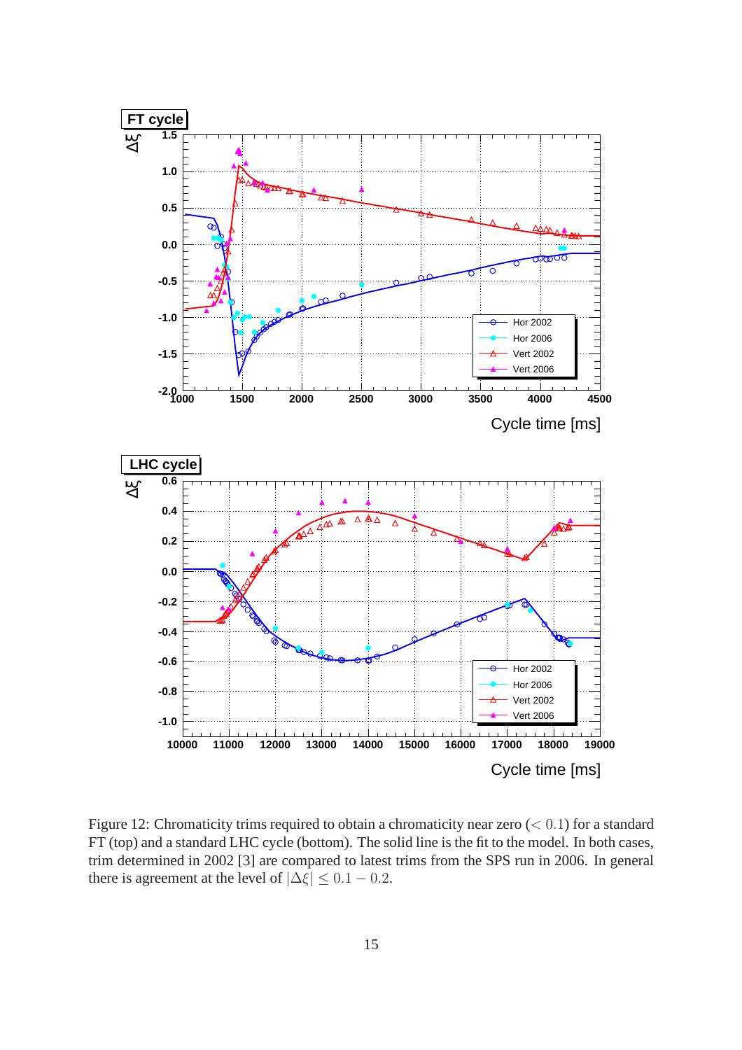Figure 12: Chromaticity trims required to obtain a chromaticity near zero ($< 0.1$) for a standard FT (top) and a standard LHC cycle (bottom). The solid line is the fit to the model. In both cases, trim determined in 2002 [3] are compared to latest trims from the SPS run in 2006. In general there is agreement at the level of $|\Delta\xi| \leq 0.1 - 0.2$.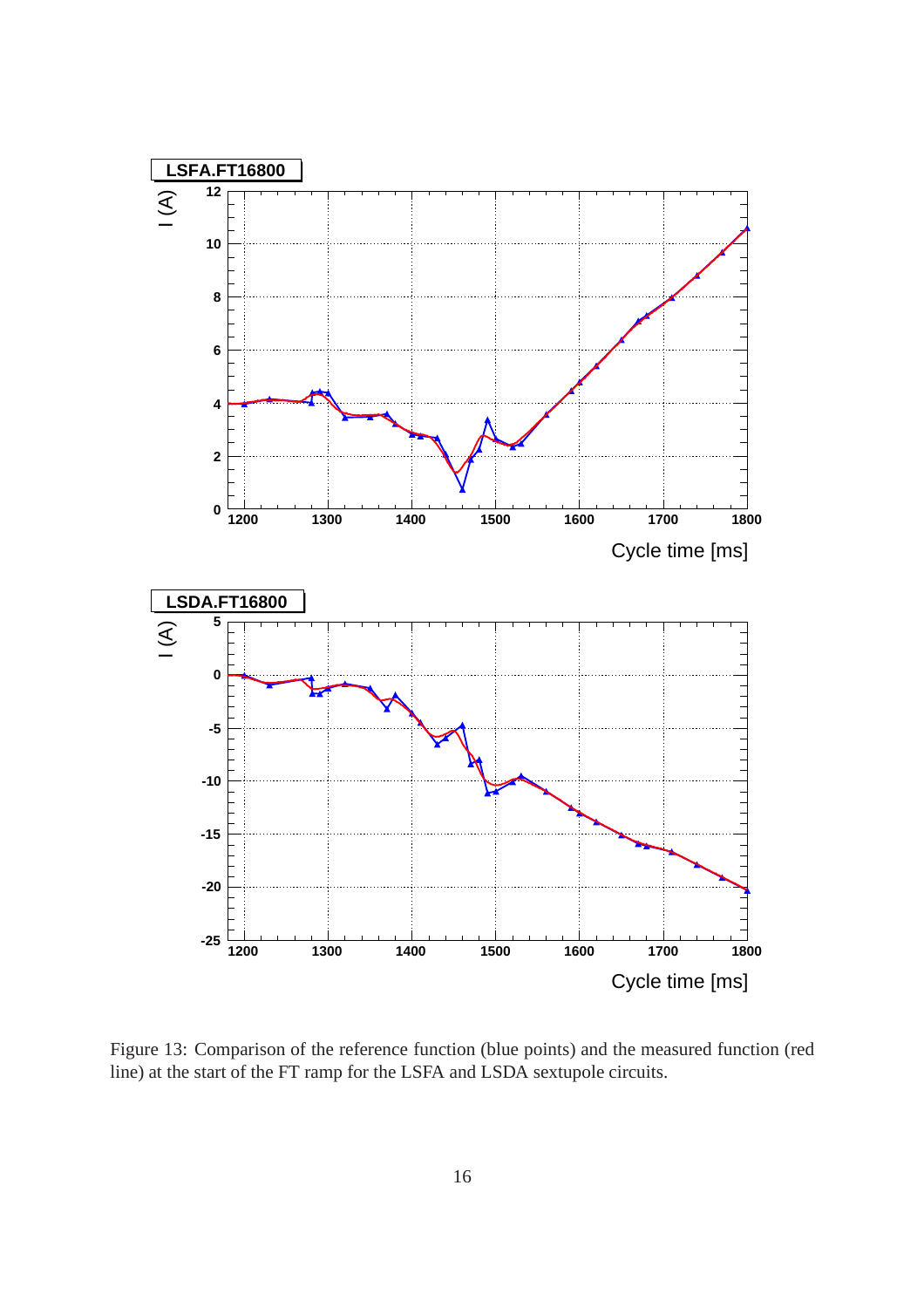Figure 13: Comparison of the reference function (blue points) and the measured function (red line) at the start of the FT ramp for the LSFA and LSDA sextupole circuits.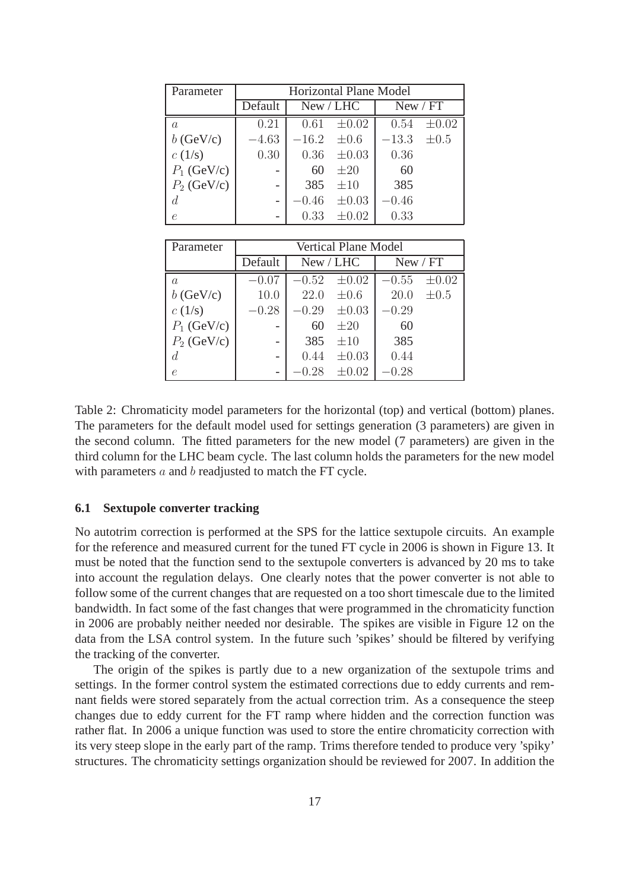| Parameter | Horizontal Plane Model | | | | |
|---|---|---|---|---|---|
| | Default | New / LHC | | New / FT | |
| $a$ | $0.21$ | $0.61$ | $\pm 0.02$ | $0.54$ | $\pm 0.02$ |
| $b$ (GeV/c) | $-4.63$ | $-16.2$ | $\pm 0.6$ | $-13.3$ | $\pm 0.5$ |
| $c$ (1/s) | $0.30$ | $0.36$ | $\pm 0.03$ | $0.36$ | |
| $P_1$ (GeV/c) | - | 60 | $\pm 20$ | 60 | |
| $P_2$ (GeV/c) | - | 385 | $\pm 10$ | 385 | |
| $d$ | - | $-0.46$ | $\pm 0.03$ | $-0.46$ | |
| $e$ | - | $0.33$ | $\pm 0.02$ | $0.33$ | |

| Parameter | Vertical Plane Model | | | | |
|---|---|---|---|---|---|
| | Default | New / LHC | | New / FT | |
| $a$ | $-0.07$ | $-0.52$ | $\pm 0.02$ | $-0.55$ | $\pm 0.02$ |
| $b$ (GeV/c) | $10.0$ | $22.0$ | $\pm 0.6$ | $20.0$ | $\pm 0.5$ |
| $c$ (1/s) | $-0.28$ | $-0.29$ | $\pm 0.03$ | $-0.29$ | |
| $P_1$ (GeV/c) | - | 60 | $\pm 20$ | 60 | |
| $P_2$ (GeV/c) | - | 385 | $\pm 10$ | 385 | |
| $d$ | - | $0.44$ | $\pm 0.03$ | $0.44$ | |
| $e$ | - | $-0.28$ | $\pm 0.02$ | $-0.28$ | |

Table 2: Chromaticity model parameters for the horizontal (top) and vertical (bottom) planes. The parameters for the default model used for settings generation (3 parameters) are given in the second column. The fitted parameters for the new model (7 parameters) are given in the third column for the LHC beam cycle. The last column holds the parameters for the new model with parameters $a$ and $b$ readjusted to match the FT cycle.

### 6.1 Sextupole converter tracking

No autotrim correction is performed at the SPS for the lattice sextupole circuits. An example for the reference and measured current for the tuned FT cycle in 2006 is shown in Figure 13. It must be noted that the function send to the sextupole converters is advanced by 20 ms to take into account the regulation delays. One clearly notes that the power converter is not able to follow some of the current changes that are requested on a too short timescale due to the limited bandwidth. In fact some of the fast changes that were programmed in the chromaticity function in 2006 are probably neither needed nor desirable. The spikes are visible in Figure 12 on the data from the LSA control system. In the future such 'spikes' should be filtered by verifying the tracking of the converter.

The origin of the spikes is partly due to a new organization of the sextupole trims and settings. In the former control system the estimated corrections due to eddy currents and remnant fields were stored separately from the actual correction trim. As a consequence the steep changes due to eddy current for the FT ramp where hidden and the correction function was rather flat. In 2006 a unique function was used to store the entire chromaticity correction with its very steep slope in the early part of the ramp. Trims therefore tended to produce very 'spiky' structures. The chromaticity settings organization should be reviewed for 2007. In addition the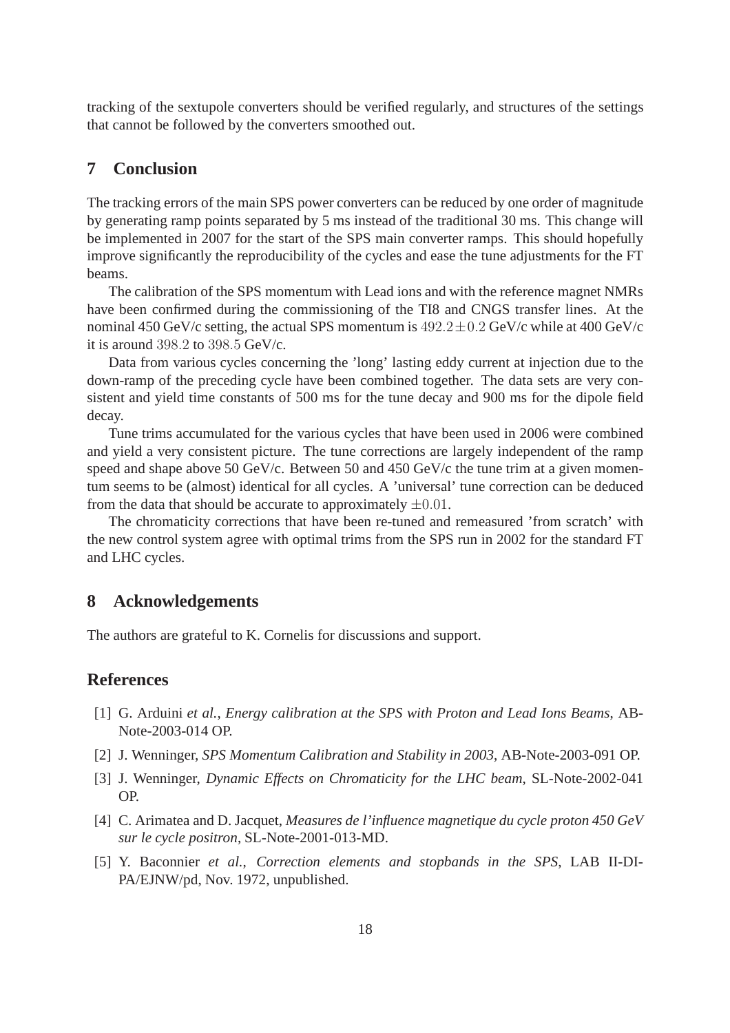tracking of the sextupole converters should be verified regularly, and structures of the settings that cannot be followed by the converters smoothed out.

## 7 Conclusion

The tracking errors of the main SPS power converters can be reduced by one order of magnitude by generating ramp points separated by 5 ms instead of the traditional 30 ms. This change will be implemented in 2007 for the start of the SPS main converter ramps. This should hopefully improve significantly the reproducibility of the cycles and ease the tune adjustments for the FT beams.

The calibration of the SPS momentum with Lead ions and with the reference magnet NMRs have been confirmed during the commissioning of the TI8 and CNGS transfer lines. At the nominal 450 GeV/c setting, the actual SPS momentum is $492.2 \pm 0.2$ GeV/c while at 400 GeV/c it is around $398.2$ to $398.5$ GeV/c.

Data from various cycles concerning the 'long' lasting eddy current at injection due to the down-ramp of the preceding cycle have been combined together. The data sets are very consistent and yield time constants of 500 ms for the tune decay and 900 ms for the dipole field decay.

Tune trims accumulated for the various cycles that have been used in 2006 were combined and yield a very consistent picture. The tune corrections are largely independent of the ramp speed and shape above 50 GeV/c. Between 50 and 450 GeV/c the tune trim at a given momentum seems to be (almost) identical for all cycles. A 'universal' tune correction can be deduced from the data that should be accurate to approximately $\pm 0.01$.

The chromaticity corrections that have been re-tuned and remeasured 'from scratch' with the new control system agree with optimal trims from the SPS run in 2002 for the standard FT and LHC cycles.

## 8 Acknowledgements

The authors are grateful to K. Cornelis for discussions and support.

## References

[1] G. Arduini *et al.*, *Energy calibration at the SPS with Proton and Lead Ions Beams*, AB-Note-2003-014 OP.

[2] J. Wenninger, *SPS Momentum Calibration and Stability in 2003*, AB-Note-2003-091 OP.

[3] J. Wenninger, *Dynamic Effects on Chromaticity for the LHC beam*, SL-Note-2002-041 OP.

[4] C. Arimatea and D. Jacquet, *Measures de l'influence magnetique du cycle proton 450 GeV sur le cycle positron*, SL-Note-2001-013-MD.

[5] Y. Baconnier *et al.*, *Correction elements and stopbands in the SPS*, LAB II-DI-PA/EJNW/pd, Nov. 1972, unpublished.